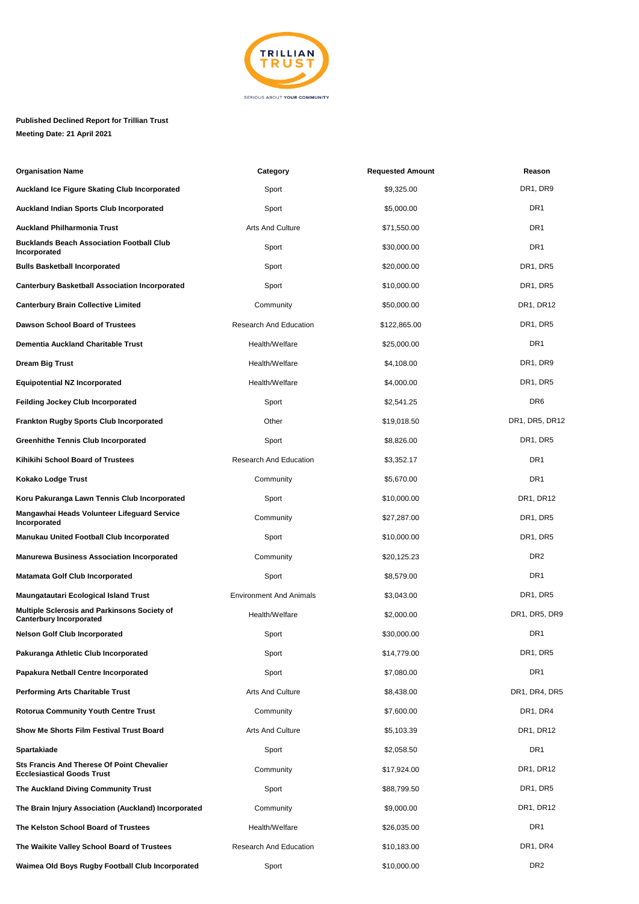**Published Declined Report for Trillian Trust**

**Meeting Date: 21 April 2021**

| Organisation Name | Category | Requested Amount | Reason |
|---|---|---|---|
| **Auckland Ice Figure Skating Club Incorporated** | Sport | $9,325.00 | DR1, DR9 |
| **Auckland Indian Sports Club Incorporated** | Sport | $5,000.00 | DR1 |
| **Auckland Philharmonia Trust** | Arts And Culture | $71,550.00 | DR1 |
| **Bucklands Beach Association Football Club Incorporated** | Sport | $30,000.00 | DR1 |
| **Bulls Basketball Incorporated** | Sport | $20,000.00 | DR1, DR5 |
| **Canterbury Basketball Association Incorporated** | Sport | $10,000.00 | DR1, DR5 |
| **Canterbury Brain Collective Limited** | Community | $50,000.00 | DR1, DR12 |
| **Dawson School Board of Trustees** | Research And Education | $122,865.00 | DR1, DR5 |
| **Dementia Auckland Charitable Trust** | Health/Welfare | $25,000.00 | DR1 |
| **Dream Big Trust** | Health/Welfare | $4,108.00 | DR1, DR9 |
| **Equipotential NZ Incorporated** | Health/Welfare | $4,000.00 | DR1, DR5 |
| **Feilding Jockey Club Incorporated** | Sport | $2,541.25 | DR6 |
| **Frankton Rugby Sports Club Incorporated** | Other | $19,018.50 | DR1, DR5, DR12 |
| **Greenhithe Tennis Club Incorporated** | Sport | $8,826.00 | DR1, DR5 |
| **Kihikihi School Board of Trustees** | Research And Education | $3,352.17 | DR1 |
| **Kokako Lodge Trust** | Community | $5,670.00 | DR1 |
| **Koru Pakuranga Lawn Tennis Club Incorporated** | Sport | $10,000.00 | DR1, DR12 |
| **Mangawhai Heads Volunteer Lifeguard Service Incorporated** | Community | $27,287.00 | DR1, DR5 |
| **Manukau United Football Club Incorporated** | Sport | $10,000.00 | DR1, DR5 |
| **Manurewa Business Association Incorporated** | Community | $20,125.23 | DR2 |
| **Matamata Golf Club Incorporated** | Sport | $8,579.00 | DR1 |
| **Maungatautari Ecological Island Trust** | Environment And Animals | $3,043.00 | DR1, DR5 |
| **Multiple Sclerosis and Parkinsons Society of Canterbury Incorporated** | Health/Welfare | $2,000.00 | DR1, DR5, DR9 |
| **Nelson Golf Club Incorporated** | Sport | $30,000.00 | DR1 |
| **Pakuranga Athletic Club Incorporated** | Sport | $14,779.00 | DR1, DR5 |
| **Papakura Netball Centre Incorporated** | Sport | $7,080.00 | DR1 |
| **Performing Arts Charitable Trust** | Arts And Culture | $8,438.00 | DR1, DR4, DR5 |
| **Rotorua Community Youth Centre Trust** | Community | $7,600.00 | DR1, DR4 |
| **Show Me Shorts Film Festival Trust Board** | Arts And Culture | $5,103.39 | DR1, DR12 |
| **Spartakiade** | Sport | $2,058.50 | DR1 |
| **Sts Francis And Therese Of Point Chevalier Ecclesiastical Goods Trust** | Community | $17,924.00 | DR1, DR12 |
| **The Auckland Diving Community Trust** | Sport | $88,799.50 | DR1, DR5 |
| **The Brain Injury Association (Auckland) Incorporated** | Community | $9,000.00 | DR1, DR12 |
| **The Kelston School Board of Trustees** | Health/Welfare | $26,035.00 | DR1 |
| **The Waikite Valley School Board of Trustees** | Research And Education | $10,183.00 | DR1, DR4 |
| **Waimea Old Boys Rugby Football Club Incorporated** | Sport | $10,000.00 | DR2 |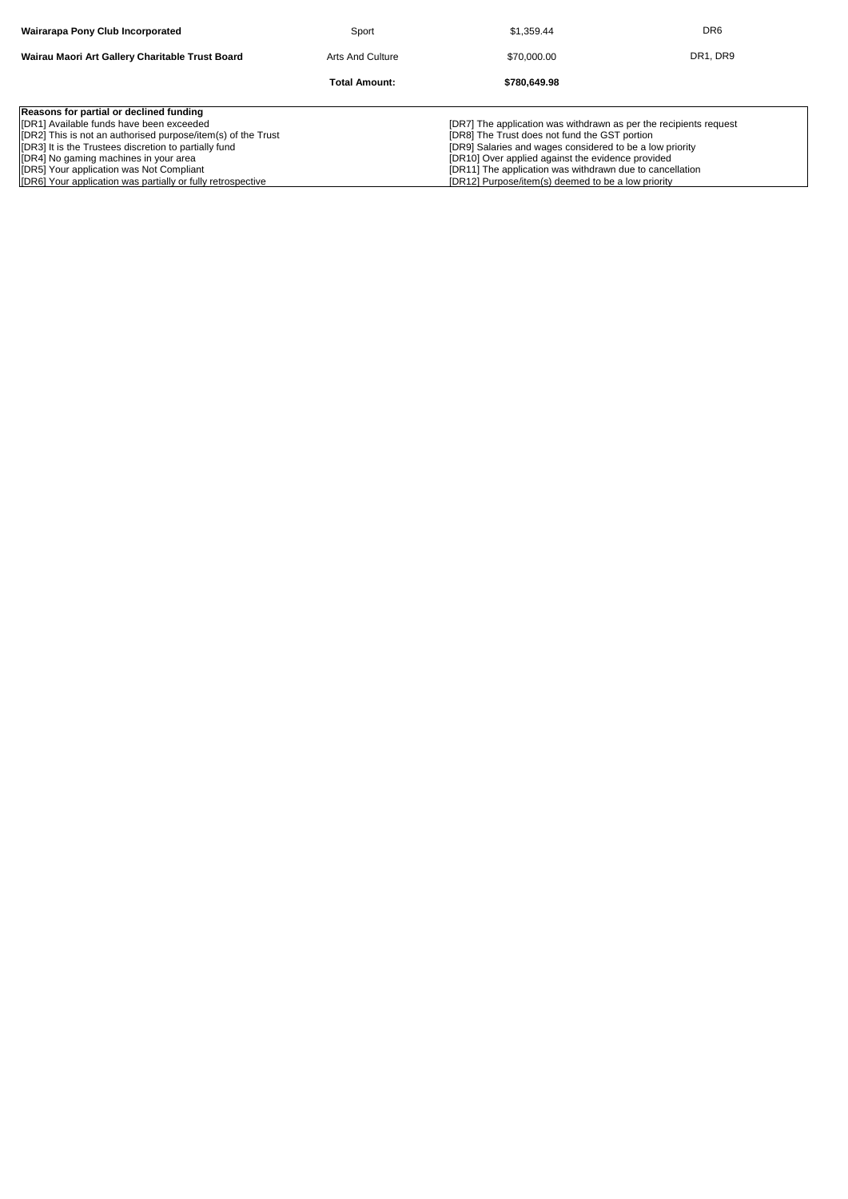| | | | |
|---|---|---|---|
| **Wairarapa Pony Club Incorporated** | Sport | $1,359.44 | DR6 |
| **Wairau Maori Art Gallery Charitable Trust Board** | Arts And Culture | $70,000.00 | DR1, DR9 |
| | **Total Amount:** | **$780,649.98** | |

**Reasons for partial or declined funding**

[DR1] Available funds have been exceeded
[DR2] This is not an authorised purpose/item(s) of the Trust
[DR3] It is the Trustees discretion to partially fund
[DR4] No gaming machines in your area
[DR5] Your application was Not Compliant
[DR6] Your application was partially or fully retrospective
[DR7] The application was withdrawn as per the recipients request
[DR8] The Trust does not fund the GST portion
[DR9] Salaries and wages considered to be a low priority
[DR10] Over applied against the evidence provided
[DR11] The application was withdrawn due to cancellation
[DR12] Purpose/item(s) deemed to be a low priority